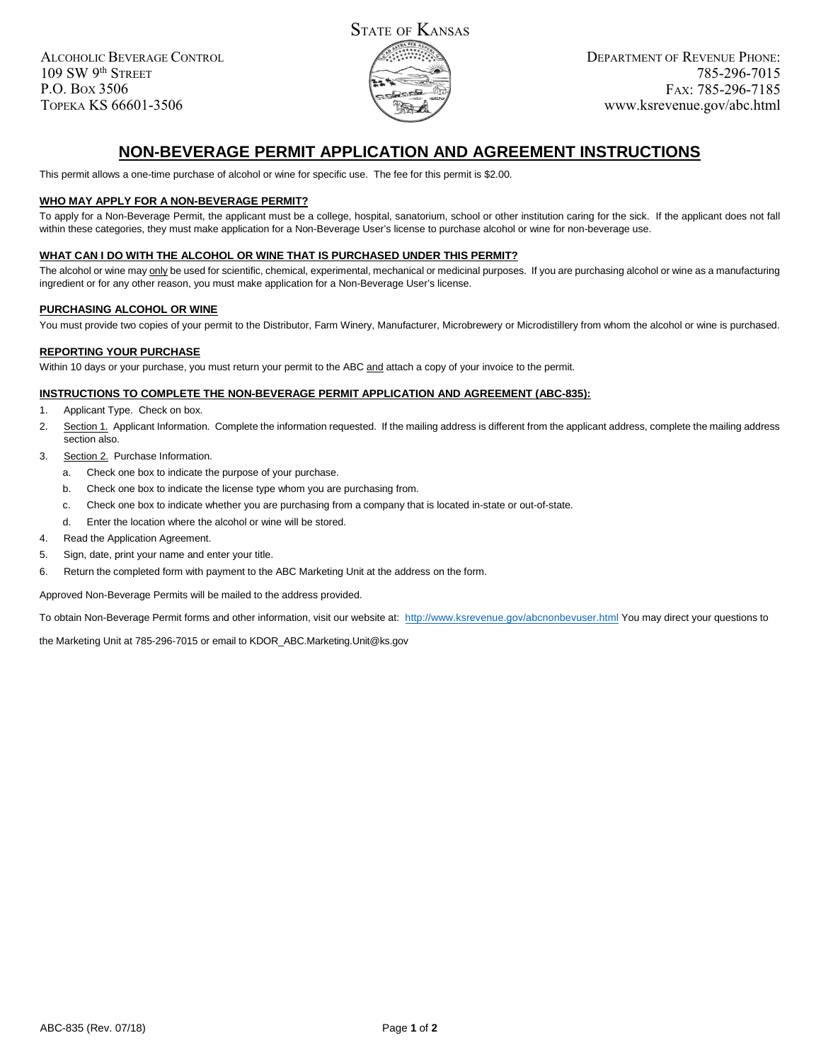STATE OF KANSAS

ALCOHOLIC BEVERAGE CONTROL
109 SW 9th STREET
P.O. BOX 3506
TOPEKA KS 66601-3506

DEPARTMENT OF REVENUE PHONE:
785-296-7015
FAX: 785-296-7185
www.ksrevenue.gov/abc.html

# NON-BEVERAGE PERMIT APPLICATION AND AGREEMENT INSTRUCTIONS

This permit allows a one-time purchase of alcohol or wine for specific use. The fee for this permit is $2.00.

### WHO MAY APPLY FOR A NON-BEVERAGE PERMIT?

To apply for a Non-Beverage Permit, the applicant must be a college, hospital, sanatorium, school or other institution caring for the sick. If the applicant does not fall within these categories, they must make application for a Non-Beverage User's license to purchase alcohol or wine for non-beverage use.

### WHAT CAN I DO WITH THE ALCOHOL OR WINE THAT IS PURCHASED UNDER THIS PERMIT?

The alcohol or wine may only be used for scientific, chemical, experimental, mechanical or medicinal purposes. If you are purchasing alcohol or wine as a manufacturing ingredient or for any other reason, you must make application for a Non-Beverage User's license.

### PURCHASING ALCOHOL OR WINE

You must provide two copies of your permit to the Distributor, Farm Winery, Manufacturer, Microbrewery or Microdistillery from whom the alcohol or wine is purchased.

### REPORTING YOUR PURCHASE

Within 10 days or your purchase, you must return your permit to the ABC and attach a copy of your invoice to the permit.

### INSTRUCTIONS TO COMPLETE THE NON-BEVERAGE PERMIT APPLICATION AND AGREEMENT (ABC-835):

1. Applicant Type. Check on box.
2. Section 1. Applicant Information. Complete the information requested. If the mailing address is different from the applicant address, complete the mailing address section also.
3. Section 2. Purchase Information.
   a. Check one box to indicate the purpose of your purchase.
   b. Check one box to indicate the license type whom you are purchasing from.
   c. Check one box to indicate whether you are purchasing from a company that is located in-state or out-of-state.
   d. Enter the location where the alcohol or wine will be stored.
4. Read the Application Agreement.
5. Sign, date, print your name and enter your title.
6. Return the completed form with payment to the ABC Marketing Unit at the address on the form.

Approved Non-Beverage Permits will be mailed to the address provided.

To obtain Non-Beverage Permit forms and other information, visit our website at: http://www.ksrevenue.gov/abcnonbevuser.html You may direct your questions to the Marketing Unit at 785-296-7015 or email to KDOR_ABC.Marketing.Unit@ks.gov

ABC-835 (Rev. 07/18)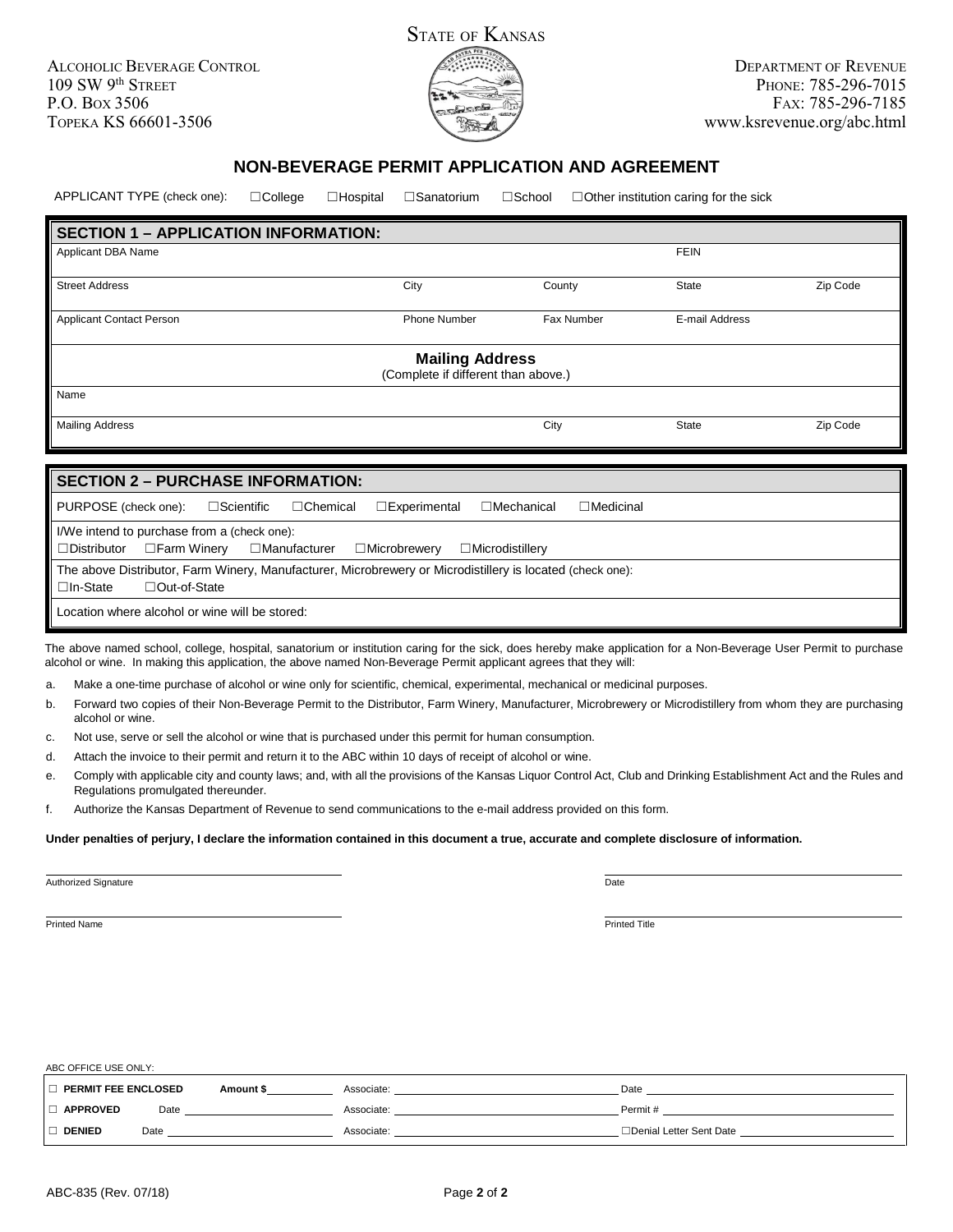STATE OF KANSAS

ALCOHOLIC BEVERAGE CONTROL
109 SW 9th STREET
P.O. BOX 3506
TOPEKA KS 66601-3506

DEPARTMENT OF REVENUE
PHONE: 785-296-7015
FAX: 785-296-7185
www.ksrevenue.org/abc.html

# NON-BEVERAGE PERMIT APPLICATION AND AGREEMENT

APPLICANT TYPE (check one): ☐College ☐Hospital ☐Sanatorium ☐School ☐Other institution caring for the sick

## SECTION 1 – APPLICATION INFORMATION:

| | | | | |
|---|---|---|---|---|
| Applicant DBA Name | | | FEIN | |
| Street Address | City | County | State | Zip Code |
| Applicant Contact Person | Phone Number | Fax Number | E-mail Address | |

**Mailing Address**
(Complete if different than above.)

| | | | |
|---|---|---|---|
| Name | | | |
| Mailing Address | City | State | Zip Code |

## SECTION 2 – PURCHASE INFORMATION:

PURPOSE (check one): ☐Scientific ☐Chemical ☐Experimental ☐Mechanical ☐Medicinal

I/We intend to purchase from a (check one):
☐Distributor ☐Farm Winery ☐Manufacturer ☐Microbrewery ☐Microdistillery

The above Distributor, Farm Winery, Manufacturer, Microbrewery or Microdistillery is located (check one):
☐In-State ☐Out-of-State

Location where alcohol or wine will be stored:

The above named school, college, hospital, sanatorium or institution caring for the sick, does hereby make application for a Non-Beverage User Permit to purchase alcohol or wine. In making this application, the above named Non-Beverage Permit applicant agrees that they will:

a. Make a one-time purchase of alcohol or wine only for scientific, chemical, experimental, mechanical or medicinal purposes.
b. Forward two copies of their Non-Beverage Permit to the Distributor, Farm Winery, Manufacturer, Microbrewery or Microdistillery from whom they are purchasing alcohol or wine.
c. Not use, serve or sell the alcohol or wine that is purchased under this permit for human consumption.
d. Attach the invoice to their permit and return it to the ABC within 10 days of receipt of alcohol or wine.
e. Comply with applicable city and county laws; and, with all the provisions of the Kansas Liquor Control Act, Club and Drinking Establishment Act and the Rules and Regulations promulgated thereunder.
f. Authorize the Kansas Department of Revenue to send communications to the e-mail address provided on this form.

**Under penalties of perjury, I declare the information contained in this document a true, accurate and complete disclosure of information.**

Authorized Signature ____________________ Date ____________________

Printed Name ____________________ Printed Title ____________________

ABC OFFICE USE ONLY:

| | | | |
|---|---|---|---|
| ☐ **PERMIT FEE ENCLOSED** | Amount $ | Associate: | Date |
| ☐ **APPROVED** | Date | Associate: | Permit # |
| ☐ **DENIED** | Date | Associate: | ☐Denial Letter Sent Date |

ABC-835 (Rev. 07/18)